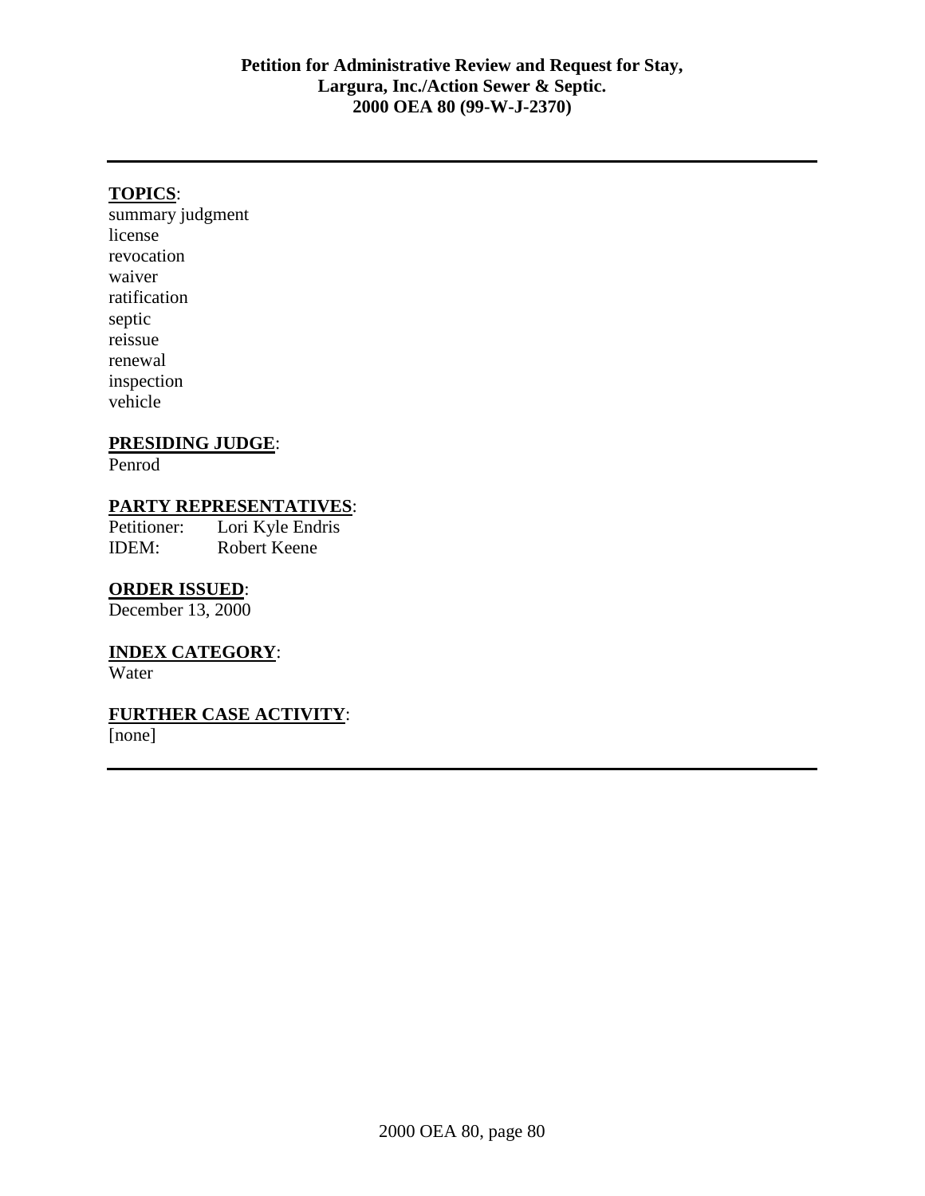**Petition for Administrative Review and Request for Stay,**
**Largura, Inc./Action Sewer & Septic.**
**2000 OEA 80 (99-W-J-2370)**

---

**TOPICS**:
summary judgment
license
revocation
waiver
ratification
septic
reissue
renewal
inspection
vehicle

**PRESIDING JUDGE**:
Penrod

**PARTY REPRESENTATIVES**:
Petitioner: Lori Kyle Endris
IDEM: Robert Keene

**ORDER ISSUED**:
December 13, 2000

**INDEX CATEGORY**:
Water

**FURTHER CASE ACTIVITY**:
[none]

---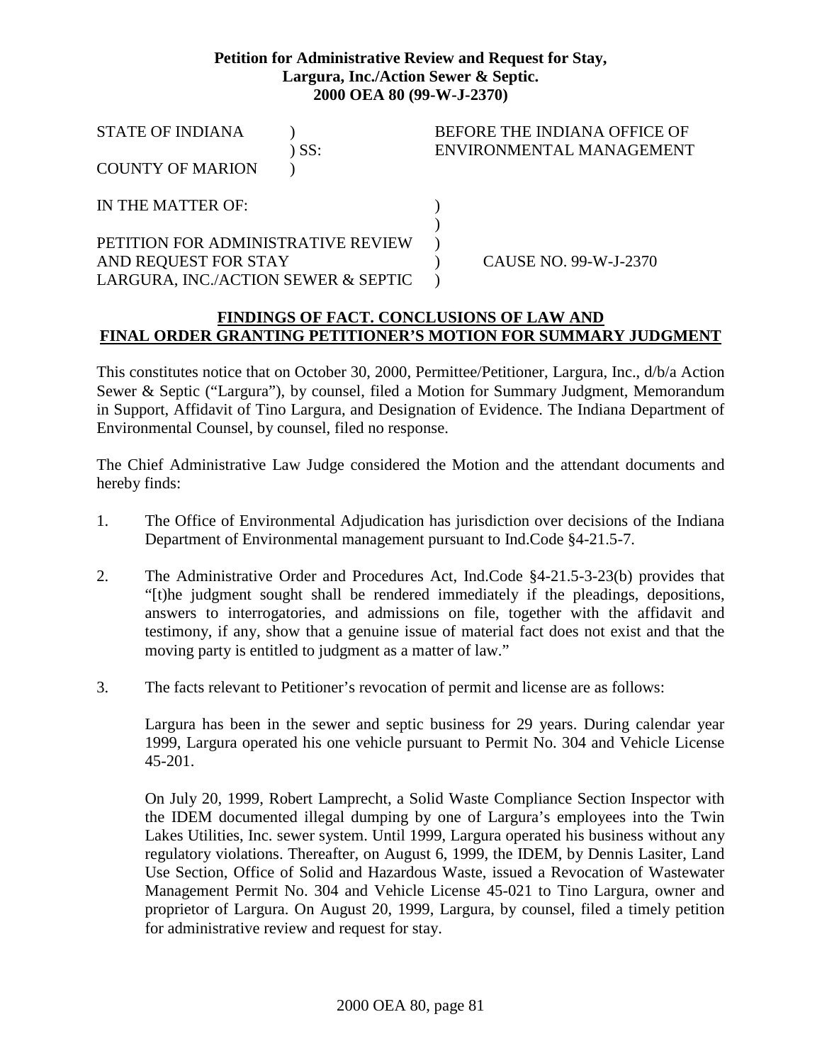**Petition for Administrative Review and Request for Stay, Largura, Inc./Action Sewer & Septic. 2000 OEA 80 (99-W-J-2370)**

| | | |
|---|---|---|
| STATE OF INDIANA | ) | BEFORE THE INDIANA OFFICE OF |
| | ) SS: | ENVIRONMENTAL MANAGEMENT |
| COUNTY OF MARION | ) | |

| | | |
|---|---|---|
| IN THE MATTER OF: | ) | |
| | ) | |
| PETITION FOR ADMINISTRATIVE REVIEW | ) | |
| AND REQUEST FOR STAY | ) | CAUSE NO. 99-W-J-2370 |
| LARGURA, INC./ACTION SEWER & SEPTIC | ) | |

**FINDINGS OF FACT. CONCLUSIONS OF LAW AND FINAL ORDER GRANTING PETITIONER'S MOTION FOR SUMMARY JUDGMENT**

This constitutes notice that on October 30, 2000, Permittee/Petitioner, Largura, Inc., d/b/a Action Sewer & Septic ("Largura"), by counsel, filed a Motion for Summary Judgment, Memorandum in Support, Affidavit of Tino Largura, and Designation of Evidence. The Indiana Department of Environmental Counsel, by counsel, filed no response.

The Chief Administrative Law Judge considered the Motion and the attendant documents and hereby finds:

1. The Office of Environmental Adjudication has jurisdiction over decisions of the Indiana Department of Environmental management pursuant to Ind.Code §4-21.5-7.

2. The Administrative Order and Procedures Act, Ind.Code §4-21.5-3-23(b) provides that "[t]he judgment sought shall be rendered immediately if the pleadings, depositions, answers to interrogatories, and admissions on file, together with the affidavit and testimony, if any, show that a genuine issue of material fact does not exist and that the moving party is entitled to judgment as a matter of law."

3. The facts relevant to Petitioner's revocation of permit and license are as follows:

   Largura has been in the sewer and septic business for 29 years. During calendar year 1999, Largura operated his one vehicle pursuant to Permit No. 304 and Vehicle License 45-201.

   On July 20, 1999, Robert Lamprecht, a Solid Waste Compliance Section Inspector with the IDEM documented illegal dumping by one of Largura's employees into the Twin Lakes Utilities, Inc. sewer system. Until 1999, Largura operated his business without any regulatory violations. Thereafter, on August 6, 1999, the IDEM, by Dennis Lasiter, Land Use Section, Office of Solid and Hazardous Waste, issued a Revocation of Wastewater Management Permit No. 304 and Vehicle License 45-021 to Tino Largura, owner and proprietor of Largura. On August 20, 1999, Largura, by counsel, filed a timely petition for administrative review and request for stay.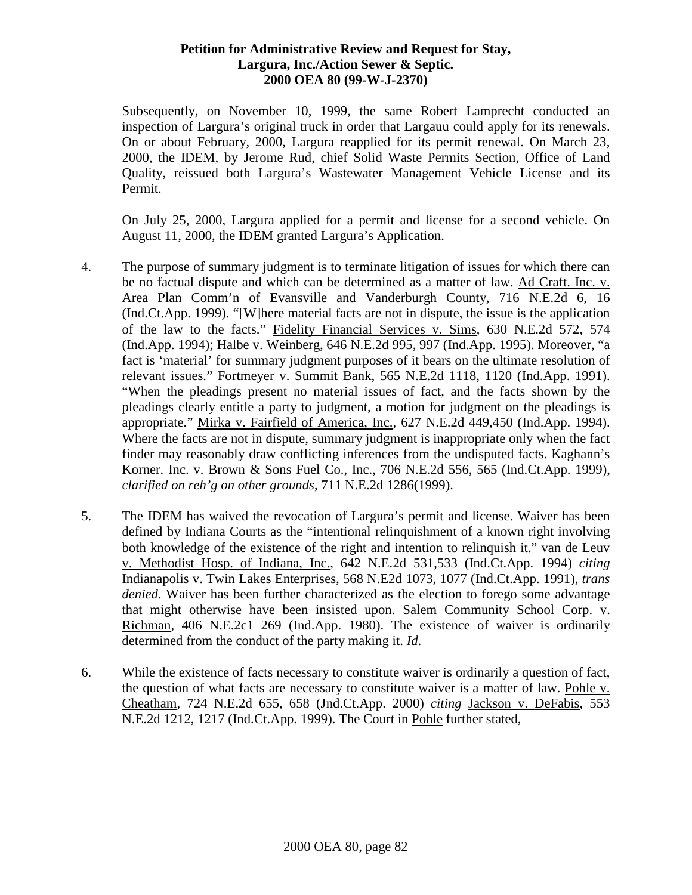Subsequently, on November 10, 1999, the same Robert Lamprecht conducted an inspection of Largura's original truck in order that Largauu could apply for its renewals. On or about February, 2000, Largura reapplied for its permit renewal. On March 23, 2000, the IDEM, by Jerome Rud, chief Solid Waste Permits Section, Office of Land Quality, reissued both Largura's Wastewater Management Vehicle License and its Permit.

On July 25, 2000, Largura applied for a permit and license for a second vehicle. On August 11, 2000, the IDEM granted Largura's Application.

4. The purpose of summary judgment is to terminate litigation of issues for which there can be no factual dispute and which can be determined as a matter of law. Ad Craft. Inc. v. Area Plan Comm'n of Evansville and Vanderburgh County, 716 N.E.2d 6, 16 (Ind.Ct.App. 1999). "[W]here material facts are not in dispute, the issue is the application of the law to the facts." Fidelity Financial Services v. Sims, 630 N.E.2d 572, 574 (Ind.App. 1994); Halbe v. Weinberg, 646 N.E.2d 995, 997 (Ind.App. 1995). Moreover, "a fact is 'material' for summary judgment purposes of it bears on the ultimate resolution of relevant issues." Fortmeyer v. Summit Bank, 565 N.E.2d 1118, 1120 (Ind.App. 1991). "When the pleadings present no material issues of fact, and the facts shown by the pleadings clearly entitle a party to judgment, a motion for judgment on the pleadings is appropriate." Mirka v. Fairfield of America, Inc., 627 N.E.2d 449,450 (Ind.App. 1994). Where the facts are not in dispute, summary judgment is inappropriate only when the fact finder may reasonably draw conflicting inferences from the undisputed facts. Kaghann's Korner. Inc. v. Brown & Sons Fuel Co., Inc., 706 N.E.2d 556, 565 (Ind.Ct.App. 1999), *clarified on reh'g on other grounds*, 711 N.E.2d 1286(1999).

5. The IDEM has waived the revocation of Largura's permit and license. Waiver has been defined by Indiana Courts as the "intentional relinquishment of a known right involving both knowledge of the existence of the right and intention to relinquish it." van de Leuv v. Methodist Hosp. of Indiana, Inc., 642 N.E.2d 531,533 (Ind.Ct.App. 1994) *citing* Indianapolis v. Twin Lakes Enterprises, 568 N.E2d 1073, 1077 (Ind.Ct.App. 1991), *trans denied*. Waiver has been further characterized as the election to forego some advantage that might otherwise have been insisted upon. Salem Community School Corp. v. Richman, 406 N.E.2c1 269 (Ind.App. 1980). The existence of waiver is ordinarily determined from the conduct of the party making it. *Id*.

6. While the existence of facts necessary to constitute waiver is ordinarily a question of fact, the question of what facts are necessary to constitute waiver is a matter of law. Pohle v. Cheatham, 724 N.E.2d 655, 658 (Jnd.Ct.App. 2000) *citing* Jackson v. DeFabis, 553 N.E.2d 1212, 1217 (Ind.Ct.App. 1999). The Court in Pohle further stated,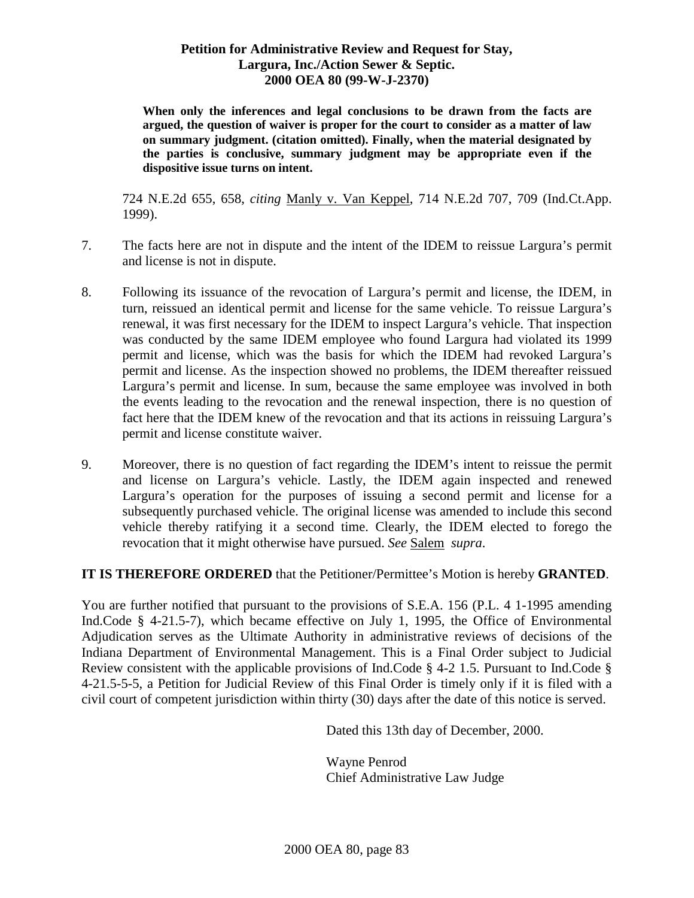**When only the inferences and legal conclusions to be drawn from the facts are argued, the question of waiver is proper for the court to consider as a matter of law on summary judgment. (citation omitted). Finally, when the material designated by the parties is conclusive, summary judgment may be appropriate even if the dispositive issue turns on intent.**

724 N.E.2d 655, 658, *citing* Manly v. Van Keppel, 714 N.E.2d 707, 709 (Ind.Ct.App. 1999).

7. The facts here are not in dispute and the intent of the IDEM to reissue Largura's permit and license is not in dispute.

8. Following its issuance of the revocation of Largura's permit and license, the IDEM, in turn, reissued an identical permit and license for the same vehicle. To reissue Largura's renewal, it was first necessary for the IDEM to inspect Largura's vehicle. That inspection was conducted by the same IDEM employee who found Largura had violated its 1999 permit and license, which was the basis for which the IDEM had revoked Largura's permit and license. As the inspection showed no problems, the IDEM thereafter reissued Largura's permit and license. In sum, because the same employee was involved in both the events leading to the revocation and the renewal inspection, there is no question of fact here that the IDEM knew of the revocation and that its actions in reissuing Largura's permit and license constitute waiver.

9. Moreover, there is no question of fact regarding the IDEM's intent to reissue the permit and license on Largura's vehicle. Lastly, the IDEM again inspected and renewed Largura's operation for the purposes of issuing a second permit and license for a subsequently purchased vehicle. The original license was amended to include this second vehicle thereby ratifying it a second time. Clearly, the IDEM elected to forego the revocation that it might otherwise have pursued. *See* Salem *supra*.

**IT IS THEREFORE ORDERED** that the Petitioner/Permittee's Motion is hereby **GRANTED**.

You are further notified that pursuant to the provisions of S.E.A. 156 (P.L. 4 1-1995 amending Ind.Code § 4-21.5-7), which became effective on July 1, 1995, the Office of Environmental Adjudication serves as the Ultimate Authority in administrative reviews of decisions of the Indiana Department of Environmental Management. This is a Final Order subject to Judicial Review consistent with the applicable provisions of Ind.Code § 4-2 1.5. Pursuant to Ind.Code § 4-21.5-5-5, a Petition for Judicial Review of this Final Order is timely only if it is filed with a civil court of competent jurisdiction within thirty (30) days after the date of this notice is served.

Dated this 13th day of December, 2000.

Wayne Penrod
Chief Administrative Law Judge